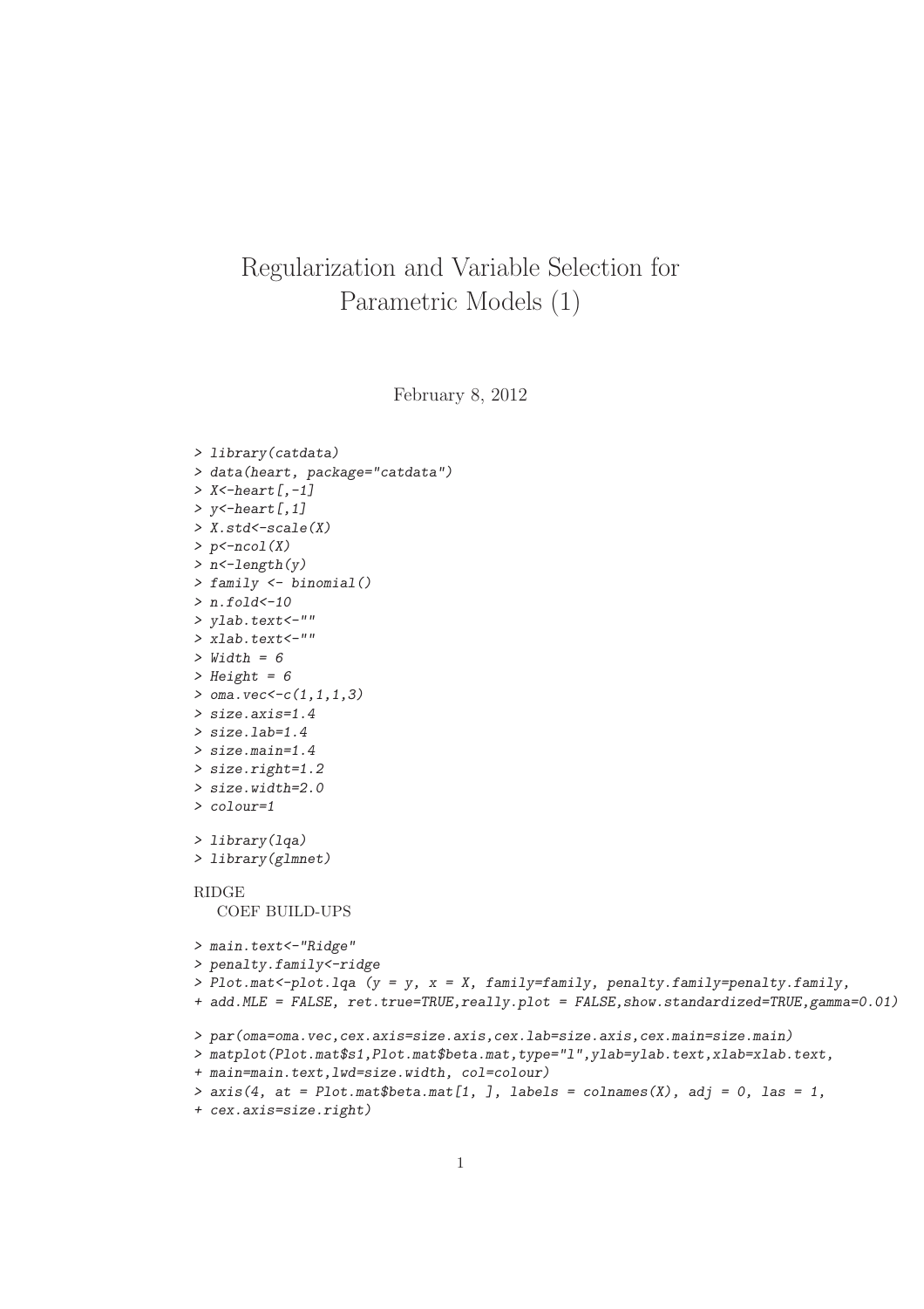# Regularization and Variable Selection for Parametric Models (1)

February 8, 2012

```
> library(catdata)
> data(heart, package="catdata")
> X<-heart[,-1]
> y<-heart[,1]
> X.std<-scale(X)
> p<-ncol(X)
> n<-length(y)
> family <- binomial()
> n.fold<-10
> ylab.text<-""
> xlab.text<-""
> Width = 6
> Height = 6
> oma.vec<-c(1,1,1,3)
> size.axis=1.4
> size.lab=1.4
> size.main=1.4
> size.right=1.2
> size.width=2.0
> colour=1
```

```
> library(lqa)
> library(glmnet)
```

RIDGE

COEF BUILD-UPS

```
> main.text<-"Ridge"
> penalty.family<-ridge
> Plot.mat<-plot.lqa (y = y, x = X, family=family, penalty.family=penalty.family,
+ add.MLE = FALSE, ret.true=TRUE,really.plot = FALSE,show.standardized=TRUE,gamma=0.01)
```

```
> par(oma=oma.vec,cex.axis=size.axis,cex.lab=size.axis,cex.main=size.main)
> matplot(Plot.mat$s1,Plot.mat$beta.mat,type="l",ylab=ylab.text,xlab=xlab.text,
+ main=main.text,lwd=size.width, col=colour)
> axis(4, at = Plot.mat$beta.mat[1, ], labels = colnames(X), adj = 0, las = 1,
+ cex.axis=size.right)
```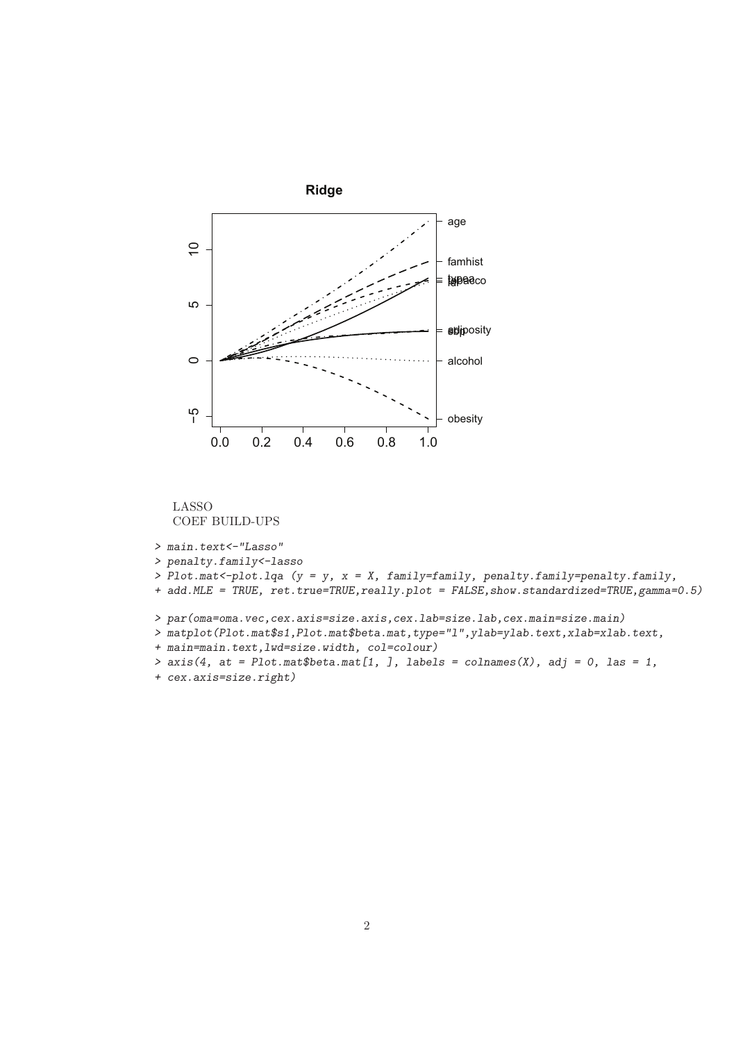LASSO
COEF BUILD-UPS

```
> main.text<-"Lasso"
> penalty.family<-lasso
> Plot.mat<-plot.lqa (y = y, x = X, family=family, penalty.family=penalty.family,
+ add.MLE = TRUE, ret.true=TRUE,really.plot = FALSE,show.standardized=TRUE,gamma=0.5)

> par(oma=oma.vec,cex.axis=size.axis,cex.lab=size.lab,cex.main=size.main)
> matplot(Plot.mat$s1,Plot.mat$beta.mat,type="l",ylab=ylab.text,xlab=xlab.text,
+ main=main.text,lwd=size.width, col=colour)
> axis(4, at = Plot.mat$beta.mat[1, ], labels = colnames(X), adj = 0, las = 1,
+ cex.axis=size.right)
```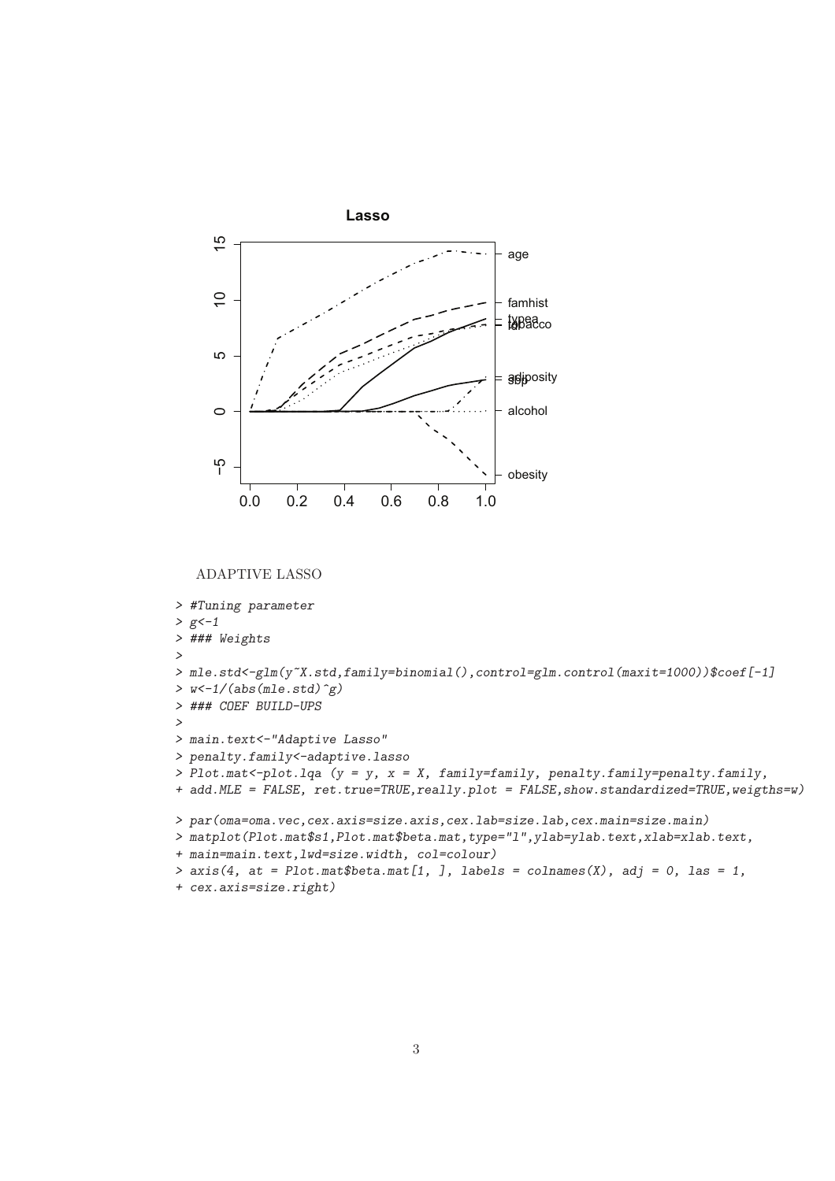ADAPTIVE LASSO

```
> #Tuning parameter
> g<-1
> ### Weights
>
> mle.std<-glm(y~X.std,family=binomial(),control=glm.control(maxit=1000))$coef[-1]
> w<-1/(abs(mle.std)^g)
> ### COEF BUILD-UPS
>
> main.text<-"Adaptive Lasso"
> penalty.family<-adaptive.lasso
> Plot.mat<-plot.lqa (y = y, x = X, family=family, penalty.family=penalty.family,
+ add.MLE = FALSE, ret.true=TRUE,really.plot = FALSE,show.standardized=TRUE,weigths=w)

> par(oma=oma.vec,cex.axis=size.axis,cex.lab=size.lab,cex.main=size.main)
> matplot(Plot.mat$s1,Plot.mat$beta.mat,type="l",ylab=ylab.text,xlab=xlab.text,
+ main=main.text,lwd=size.width, col=colour)
> axis(4, at = Plot.mat$beta.mat[1, ], labels = colnames(X), adj = 0, las = 1,
+ cex.axis=size.right)
```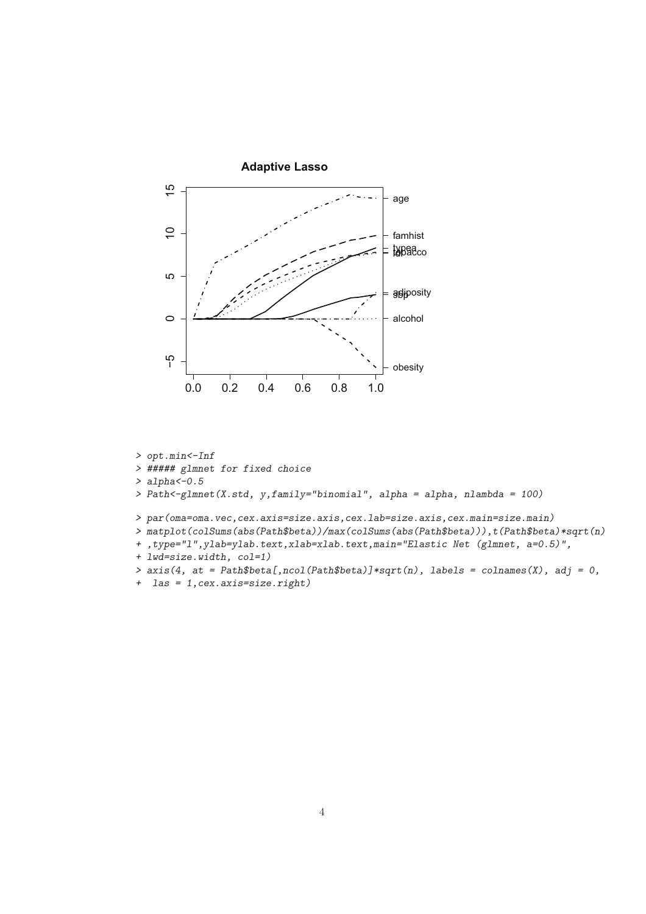```
> opt.min<-Inf
> ##### glmnet for fixed choice
> alpha<-0.5
> Path<-glmnet(X.std, y,family="binomial", alpha = alpha, nlambda = 100)

> par(oma=oma.vec,cex.axis=size.axis,cex.lab=size.axis,cex.main=size.main)
> matplot(colSums(abs(Path$beta))/max(colSums(abs(Path$beta))),t(Path$beta)*sqrt(n)
+ ,type="l",ylab=ylab.text,xlab=xlab.text,main="Elastic Net (glmnet, a=0.5)",
+ lwd=size.width, col=1)
> axis(4, at = Path$beta[,ncol(Path$beta)]*sqrt(n), labels = colnames(X), adj = 0,
+  las = 1,cex.axis=size.right)
```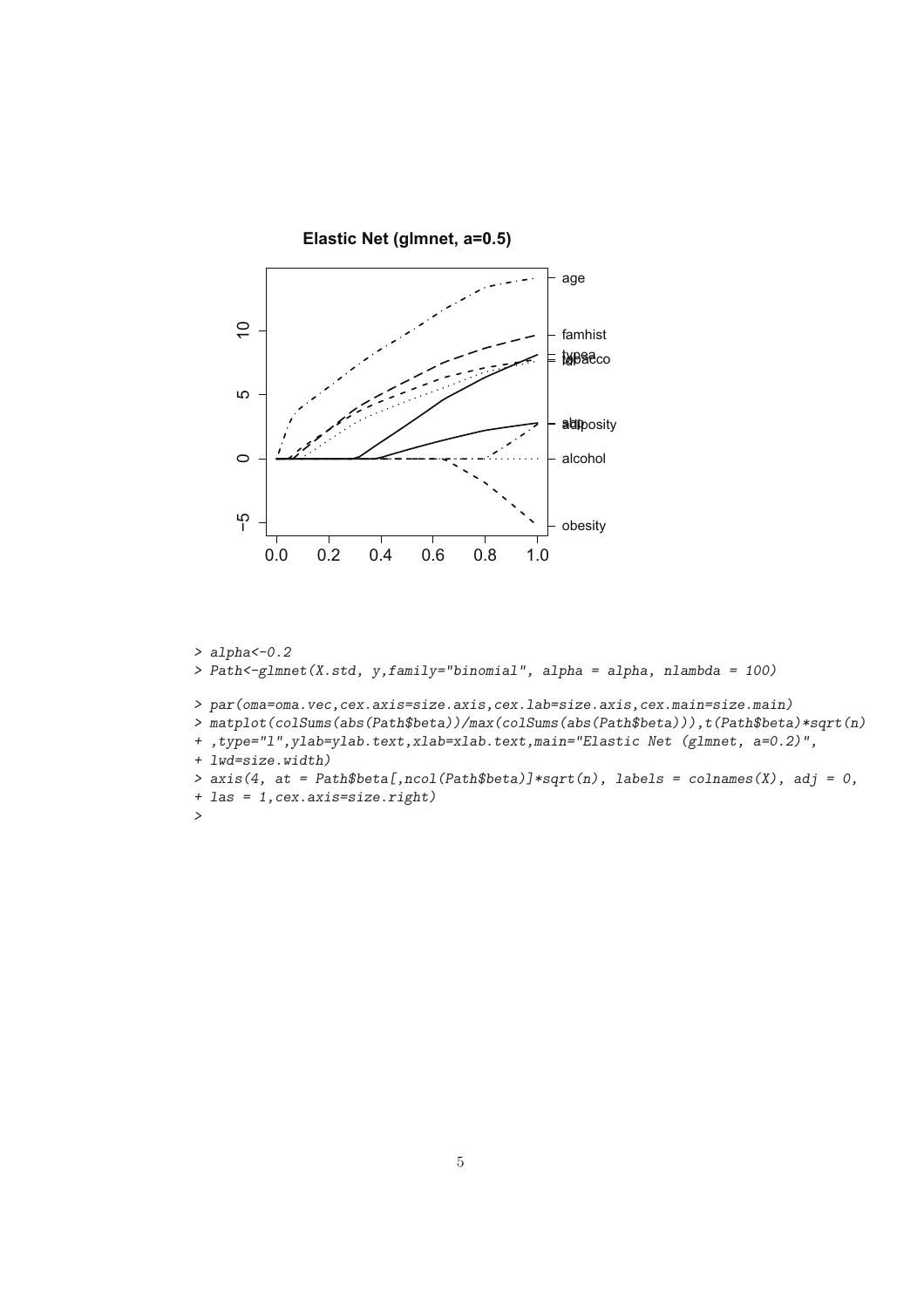```
> alpha<-0.2
> Path<-glmnet(X.std, y,family="binomial", alpha = alpha, nlambda = 100)

> par(oma=oma.vec,cex.axis=size.axis,cex.lab=size.axis,cex.main=size.main)
> matplot(colSums(abs(Path$beta))/max(colSums(abs(Path$beta))),t(Path$beta)*sqrt(n)
+ ,type="l",ylab=ylab.text,xlab=xlab.text,main="Elastic Net (glmnet, a=0.2)",
+ lwd=size.width)
> axis(4, at = Path$beta[,ncol(Path$beta)]*sqrt(n), labels = colnames(X), adj = 0,
+ las = 1,cex.axis=size.right)
>
```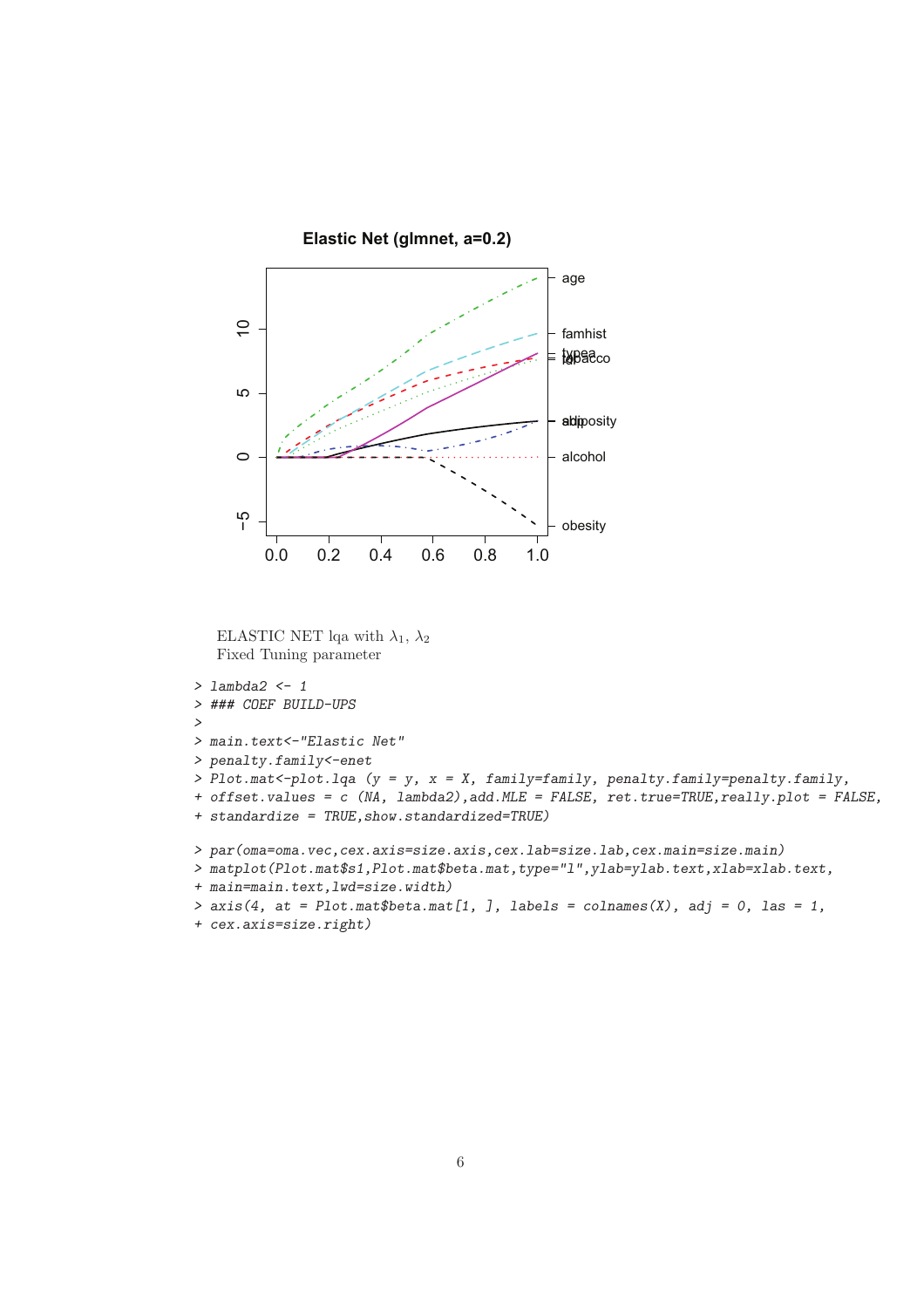ELASTIC NET lqa with $\lambda_1$, $\lambda_2$
Fixed Tuning parameter

```
> lambda2 <- 1
> ### COEF BUILD-UPS
>
> main.text<-"Elastic Net"
> penalty.family<-enet
> Plot.mat<-plot.lqa (y = y, x = X, family=family, penalty.family=penalty.family,
+ offset.values = c (NA, lambda2),add.MLE = FALSE, ret.true=TRUE,really.plot = FALSE,
+ standardize = TRUE,show.standardized=TRUE)
```

```
> par(oma=oma.vec,cex.axis=size.axis,cex.lab=size.lab,cex.main=size.main)
> matplot(Plot.mat$s1,Plot.mat$beta.mat,type="l",ylab=ylab.text,xlab=xlab.text,
+ main=main.text,lwd=size.width)
> axis(4, at = Plot.mat$beta.mat[1, ], labels = colnames(X), adj = 0, las = 1,
+ cex.axis=size.right)
```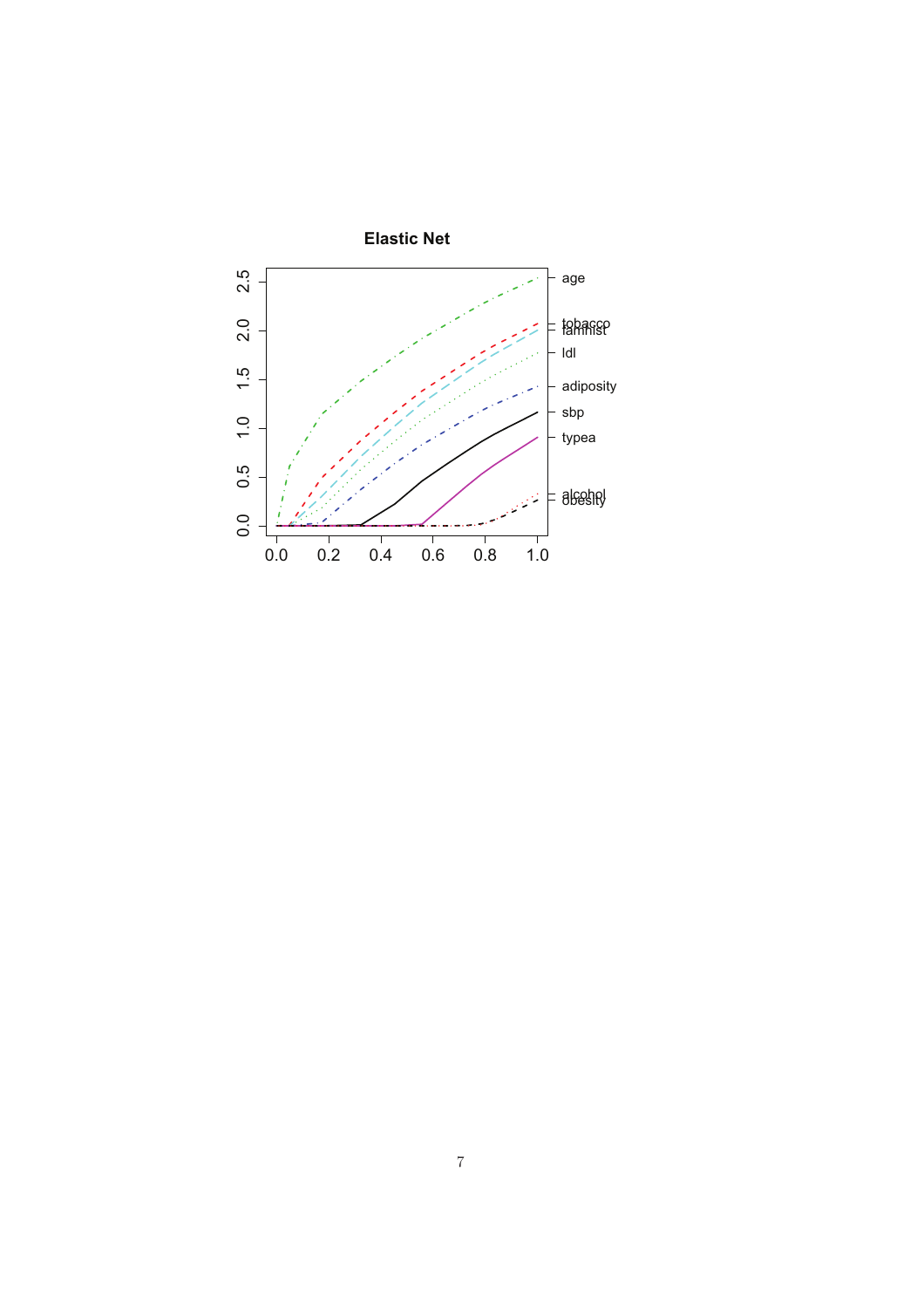**Elastic Net**

2.5
2.0
1.5
1.0
0.5
0.0

0.0 0.2 0.4 0.6 0.8 1.0

age
tobacco
famhist
ldl
adiposity
sbp
typea
alcohol
obesity